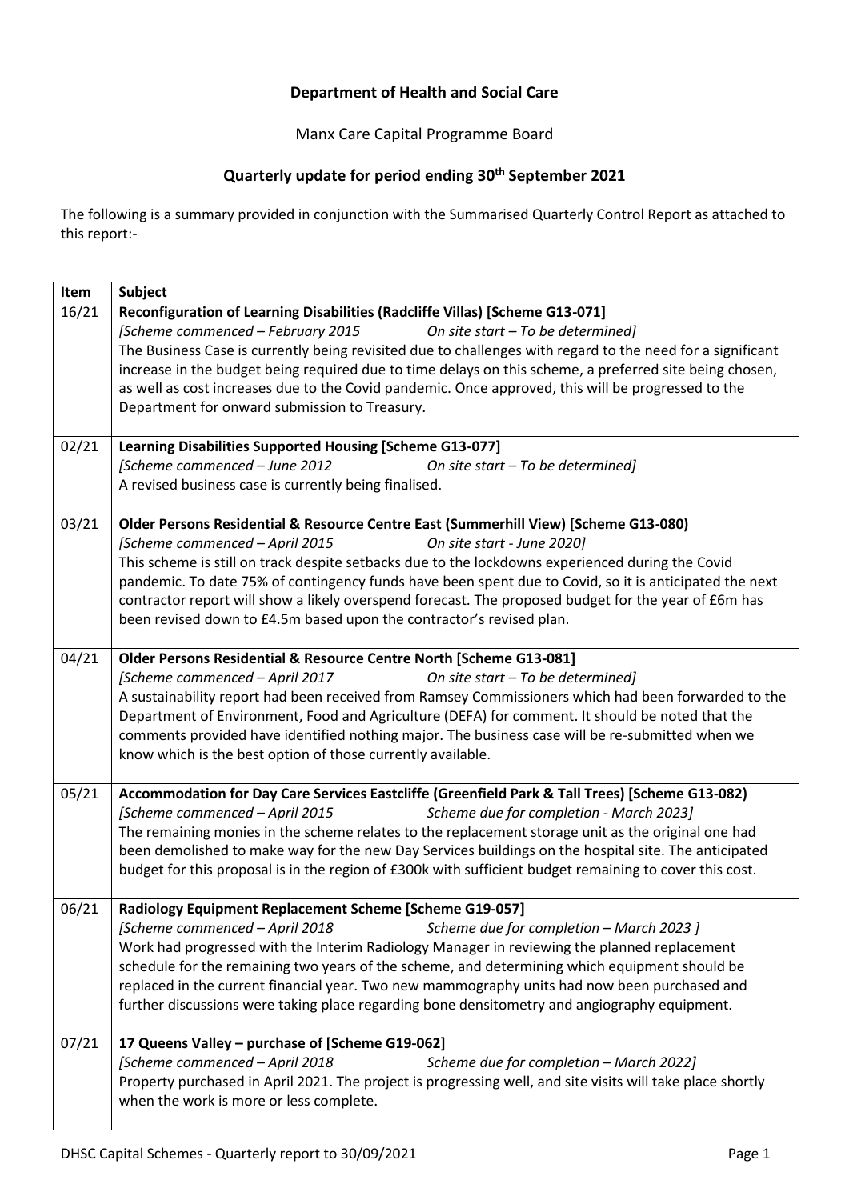**Department of Health and Social Care**

Manx Care Capital Programme Board

**Quarterly update for period ending 30th September 2021**

The following is a summary provided in conjunction with the Summarised Quarterly Control Report as attached to this report:-

| Item | Subject |
|---|---|
| 16/21 | **Reconfiguration of Learning Disabilities (Radcliffe Villas) [Scheme G13-071]**<br>*[Scheme commenced – February 2015 On site start – To be determined]*<br>The Business Case is currently being revisited due to challenges with regard to the need for a significant increase in the budget being required due to time delays on this scheme, a preferred site being chosen, as well as cost increases due to the Covid pandemic. Once approved, this will be progressed to the Department for onward submission to Treasury. |
| 02/21 | **Learning Disabilities Supported Housing [Scheme G13-077]**<br>*[Scheme commenced – June 2012 On site start – To be determined]*<br>A revised business case is currently being finalised. |
| 03/21 | **Older Persons Residential & Resource Centre East (Summerhill View) [Scheme G13-080)**<br>*[Scheme commenced – April 2015 On site start - June 2020]*<br>This scheme is still on track despite setbacks due to the lockdowns experienced during the Covid pandemic. To date 75% of contingency funds have been spent due to Covid, so it is anticipated the next contractor report will show a likely overspend forecast. The proposed budget for the year of £6m has been revised down to £4.5m based upon the contractor's revised plan. |
| 04/21 | **Older Persons Residential & Resource Centre North [Scheme G13-081]**<br>*[Scheme commenced – April 2017 On site start – To be determined]*<br>A sustainability report had been received from Ramsey Commissioners which had been forwarded to the Department of Environment, Food and Agriculture (DEFA) for comment. It should be noted that the comments provided have identified nothing major. The business case will be re-submitted when we know which is the best option of those currently available. |
| 05/21 | **Accommodation for Day Care Services Eastcliffe (Greenfield Park & Tall Trees) [Scheme G13-082)**<br>*[Scheme commenced – April 2015 Scheme due for completion - March 2023]*<br>The remaining monies in the scheme relates to the replacement storage unit as the original one had been demolished to make way for the new Day Services buildings on the hospital site. The anticipated budget for this proposal is in the region of £300k with sufficient budget remaining to cover this cost. |
| 06/21 | **Radiology Equipment Replacement Scheme [Scheme G19-057]**<br>*[Scheme commenced – April 2018 Scheme due for completion – March 2023 ]*<br>Work had progressed with the Interim Radiology Manager in reviewing the planned replacement schedule for the remaining two years of the scheme, and determining which equipment should be replaced in the current financial year. Two new mammography units had now been purchased and further discussions were taking place regarding bone densitometry and angiography equipment. |
| 07/21 | **17 Queens Valley – purchase of [Scheme G19-062]**<br>*[Scheme commenced – April 2018 Scheme due for completion – March 2022]*<br>Property purchased in April 2021. The project is progressing well, and site visits will take place shortly when the work is more or less complete. |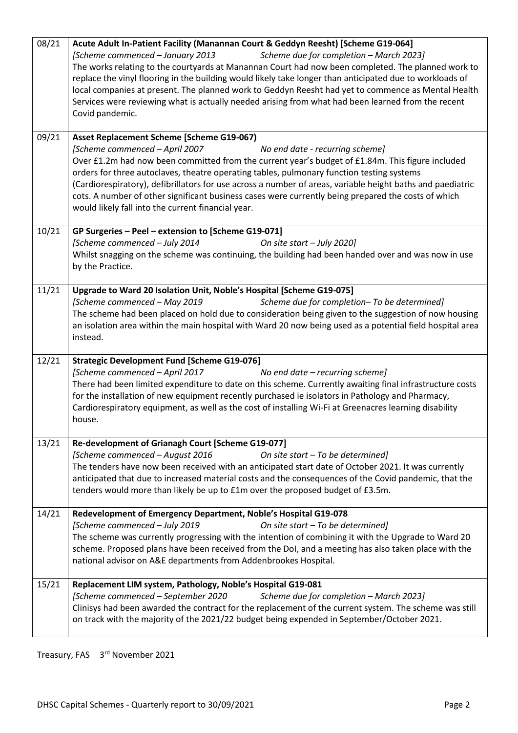| | |
|---|---|
| 08/21 | **Acute Adult In-Patient Facility (Manannan Court & Geddyn Reesht) [Scheme G19-064]**<br>*[Scheme commenced – January 2013 Scheme due for completion – March 2023]*<br>The works relating to the courtyards at Manannan Court had now been completed. The planned work to replace the vinyl flooring in the building would likely take longer than anticipated due to workloads of local companies at present. The planned work to Geddyn Reesht had yet to commence as Mental Health Services were reviewing what is actually needed arising from what had been learned from the recent Covid pandemic. |
| 09/21 | **Asset Replacement Scheme [Scheme G19-067)**<br>*[Scheme commenced – April 2007 No end date - recurring scheme]*<br>Over £1.2m had now been committed from the current year's budget of £1.84m. This figure included orders for three autoclaves, theatre operating tables, pulmonary function testing systems (Cardiorespiratory), defibrillators for use across a number of areas, variable height baths and paediatric cots. A number of other significant business cases were currently being prepared the costs of which would likely fall into the current financial year. |
| 10/21 | **GP Surgeries – Peel – extension to [Scheme G19-071]**<br>*[Scheme commenced – July 2014 On site start – July 2020]*<br>Whilst snagging on the scheme was continuing, the building had been handed over and was now in use by the Practice. |
| 11/21 | **Upgrade to Ward 20 Isolation Unit, Noble's Hospital [Scheme G19-075]**<br>*[Scheme commenced – May 2019 Scheme due for completion– To be determined]*<br>The scheme had been placed on hold due to consideration being given to the suggestion of now housing an isolation area within the main hospital with Ward 20 now being used as a potential field hospital area instead. |
| 12/21 | **Strategic Development Fund [Scheme G19-076]**<br>*[Scheme commenced – April 2017 No end date – recurring scheme]*<br>There had been limited expenditure to date on this scheme. Currently awaiting final infrastructure costs for the installation of new equipment recently purchased ie isolators in Pathology and Pharmacy, Cardiorespiratory equipment, as well as the cost of installing Wi-Fi at Greenacres learning disability house. |
| 13/21 | **Re-development of Grianagh Court [Scheme G19-077]**<br>*[Scheme commenced – August 2016 On site start – To be determined]*<br>The tenders have now been received with an anticipated start date of October 2021. It was currently anticipated that due to increased material costs and the consequences of the Covid pandemic, that the tenders would more than likely be up to £1m over the proposed budget of £3.5m. |
| 14/21 | **Redevelopment of Emergency Department, Noble's Hospital G19-078**<br>*[Scheme commenced – July 2019 On site start – To be determined]*<br>The scheme was currently progressing with the intention of combining it with the Upgrade to Ward 20 scheme. Proposed plans have been received from the DoI, and a meeting has also taken place with the national advisor on A&E departments from Addenbrookes Hospital. |
| 15/21 | **Replacement LIM system, Pathology, Noble's Hospital G19-081**<br>*[Scheme commenced – September 2020 Scheme due for completion – March 2023]*<br>Clinisys had been awarded the contract for the replacement of the current system. The scheme was still on track with the majority of the 2021/22 budget being expended in September/October 2021. |

Treasury, FAS 3rd November 2021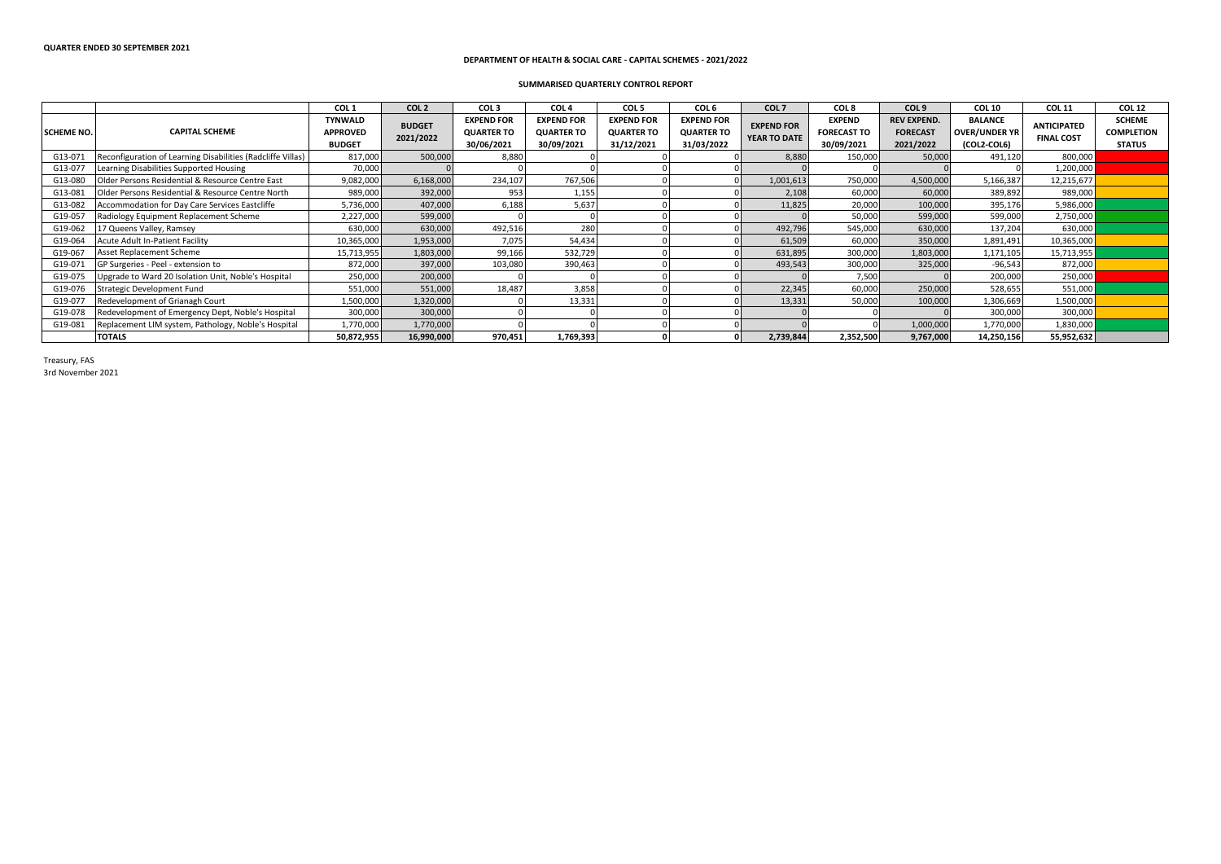**QUARTER ENDED 30 SEPTEMBER 2021**

**DEPARTMENT OF HEALTH & SOCIAL CARE - CAPITAL SCHEMES - 2021/2022**

**SUMMARISED QUARTERLY CONTROL REPORT**

| | | COL 1 | COL 2 | COL 3 | COL 4 | COL 5 | COL 6 | COL 7 | COL 8 | COL 9 | COL 10 | COL 11 | COL 12 |
|---|---|---|---|---|---|---|---|---|---|---|---|---|---|
| SCHEME NO. | CAPITAL SCHEME | TYNWALD APPROVED BUDGET | BUDGET 2021/2022 | EXPEND FOR QUARTER TO 30/06/2021 | EXPEND FOR QUARTER TO 30/09/2021 | EXPEND FOR QUARTER TO 31/12/2021 | EXPEND FOR QUARTER TO 31/03/2022 | EXPEND FOR YEAR TO DATE | EXPEND FORECAST TO 30/09/2021 | REV EXPEND. FORECAST 2021/2022 | BALANCE OVER/UNDER YR (COL2-COL6) | ANTICIPATED FINAL COST | SCHEME COMPLETION STATUS |
| G13-071 | Reconfiguration of Learning Disabilities (Radcliffe Villas) | 817,000 | 500,000 | 8,880 | 0 | 0 | 0 | 8,880 | 150,000 | 50,000 | 491,120 | 800,000 | |
| G13-077 | Learning Disabilities Supported Housing | 70,000 | 0 | 0 | 0 | 0 | 0 | 0 | 0 | 0 | 0 | 1,200,000 | |
| G13-080 | Older Persons Residential & Resource Centre East | 9,082,000 | 6,168,000 | 234,107 | 767,506 | 0 | 0 | 1,001,613 | 750,000 | 4,500,000 | 5,166,387 | 12,215,677 | |
| G13-081 | Older Persons Residential & Resource Centre North | 989,000 | 392,000 | 953 | 1,155 | 0 | 0 | 2,108 | 60,000 | 60,000 | 389,892 | 989,000 | |
| G13-082 | Accommodation for Day Care Services Eastcliffe | 5,736,000 | 407,000 | 6,188 | 5,637 | 0 | 0 | 11,825 | 20,000 | 100,000 | 395,176 | 5,986,000 | |
| G19-057 | Radiology Equipment Replacement Scheme | 2,227,000 | 599,000 | 0 | 0 | 0 | 0 | 0 | 50,000 | 599,000 | 599,000 | 2,750,000 | |
| G19-062 | 17 Queens Valley, Ramsey | 630,000 | 630,000 | 492,516 | 280 | 0 | 0 | 492,796 | 545,000 | 630,000 | 137,204 | 630,000 | |
| G19-064 | Acute Adult In-Patient Facility | 10,365,000 | 1,953,000 | 7,075 | 54,434 | 0 | 0 | 61,509 | 60,000 | 350,000 | 1,891,491 | 10,365,000 | |
| G19-067 | Asset Replacement Scheme | 15,713,955 | 1,803,000 | 99,166 | 532,729 | 0 | 0 | 631,895 | 300,000 | 1,803,000 | 1,171,105 | 15,713,955 | |
| G19-071 | GP Surgeries - Peel - extension to | 872,000 | 397,000 | 103,080 | 390,463 | 0 | 0 | 493,543 | 300,000 | 325,000 | -96,543 | 872,000 | |
| G19-075 | Upgrade to Ward 20 Isolation Unit, Noble's Hospital | 250,000 | 200,000 | 0 | 0 | 0 | 0 | 0 | 7,500 | 0 | 200,000 | 250,000 | |
| G19-076 | Strategic Development Fund | 551,000 | 551,000 | 18,487 | 3,858 | 0 | 0 | 22,345 | 60,000 | 250,000 | 528,655 | 551,000 | |
| G19-077 | Redevelopment of Grianagh Court | 1,500,000 | 1,320,000 | 0 | 13,331 | 0 | 0 | 13,331 | 50,000 | 100,000 | 1,306,669 | 1,500,000 | |
| G19-078 | Redevelopment of Emergency Dept, Noble's Hospital | 300,000 | 300,000 | 0 | 0 | 0 | 0 | 0 | 0 | 0 | 300,000 | 300,000 | |
| G19-081 | Replacement LIM system, Pathology, Noble's Hospital | 1,770,000 | 1,770,000 | 0 | 0 | 0 | 0 | 0 | 0 | 1,000,000 | 1,770,000 | 1,830,000 | |
| | **TOTALS** | **50,872,955** | **16,990,000** | **970,451** | **1,769,393** | **0** | **0** | **2,739,844** | **2,352,500** | **9,767,000** | **14,250,156** | **55,952,632** | |

Treasury, FAS
3rd November 2021